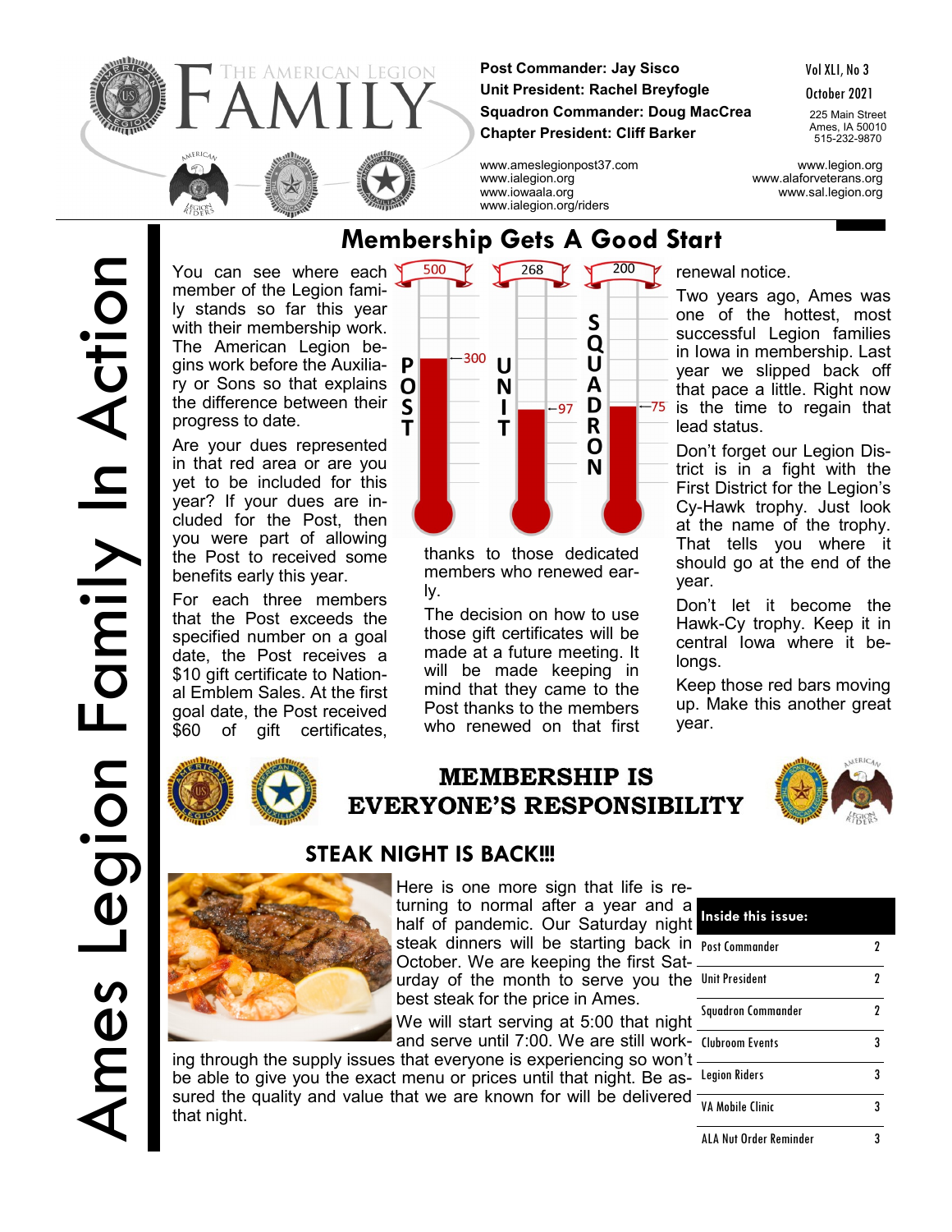# The American Legion FAMILY

**Post Commander: Jay Sisco**
**Unit President: Rachel Breyfogle**
**Squadron Commander: Doug MacCrea**
**Chapter President: Cliff Barker**

Vol XLI, No 3
October 2021

225 Main Street
Ames, IA 50010
515-232-9870

www.ameslegionpost37.com
www.ialegion.org
www.iowaala.org
www.ialegion.org/riders

www.legion.org
www.alaforveterans.org
www.sal.legion.org

Ames Legion Family In Action

## Membership Gets A Good Start

You can see where each member of the Legion family stands so far this year with their membership work. The American Legion begins work before the Auxiliary or Sons so that explains the difference between their progress to date.

| | Goal | Current |
|---|---|---|
| POST | 500 | 300 |
| UNIT | 268 | 97 |
| SQUADRON | 200 | 75 |

Are your dues represented in that red area or are you yet to be included for this year? If your dues are included for the Post, then you were part of allowing the Post to received some benefits early this year.

For each three members that the Post exceeds the specified number on a goal date, the Post receives a $10 gift certificate to National Emblem Sales. At the first goal date, the Post received $60 of gift certificates, thanks to those dedicated members who renewed early.

The decision on how to use those gift certificates will be made at a future meeting. It will be made keeping in mind that they came to the Post thanks to the members who renewed on that first renewal notice.

Two years ago, Ames was one of the hottest, most successful Legion families in Iowa in membership. Last year we slipped back off that pace a little. Right now is the time to regain that lead status.

Don't forget our Legion District is in a fight with the First District for the Legion's Cy-Hawk trophy. Just look at the name of the trophy. That tells you where it should go at the end of the year.

Don't let it become the Hawk-Cy trophy. Keep it in central Iowa where it belongs.

Keep those red bars moving up. Make this another great year.

## MEMBERSHIP IS EVERYONE'S RESPONSIBILITY

## STEAK NIGHT IS BACK!!!

Here is one more sign that life is returning to normal after a year and a half of pandemic. Our Saturday night steak dinners will be starting back in October. We are keeping the first Saturday of the month to serve you the best steak for the price in Ames.

We will start serving at 5:00 that night and serve until 7:00. We are still working through the supply issues that everyone is experiencing so won't be able to give you the exact menu or prices until that night. Be assured the quality and value that we are known for will be delivered that night.

| Inside this issue: | |
|---|---|
| Post Commander | 2 |
| Unit President | 2 |
| Squadron Commander | 2 |
| Clubroom Events | 3 |
| Legion Riders | 3 |
| VA Mobile Clinic | 3 |
| ALA Nut Order Reminder | 3 |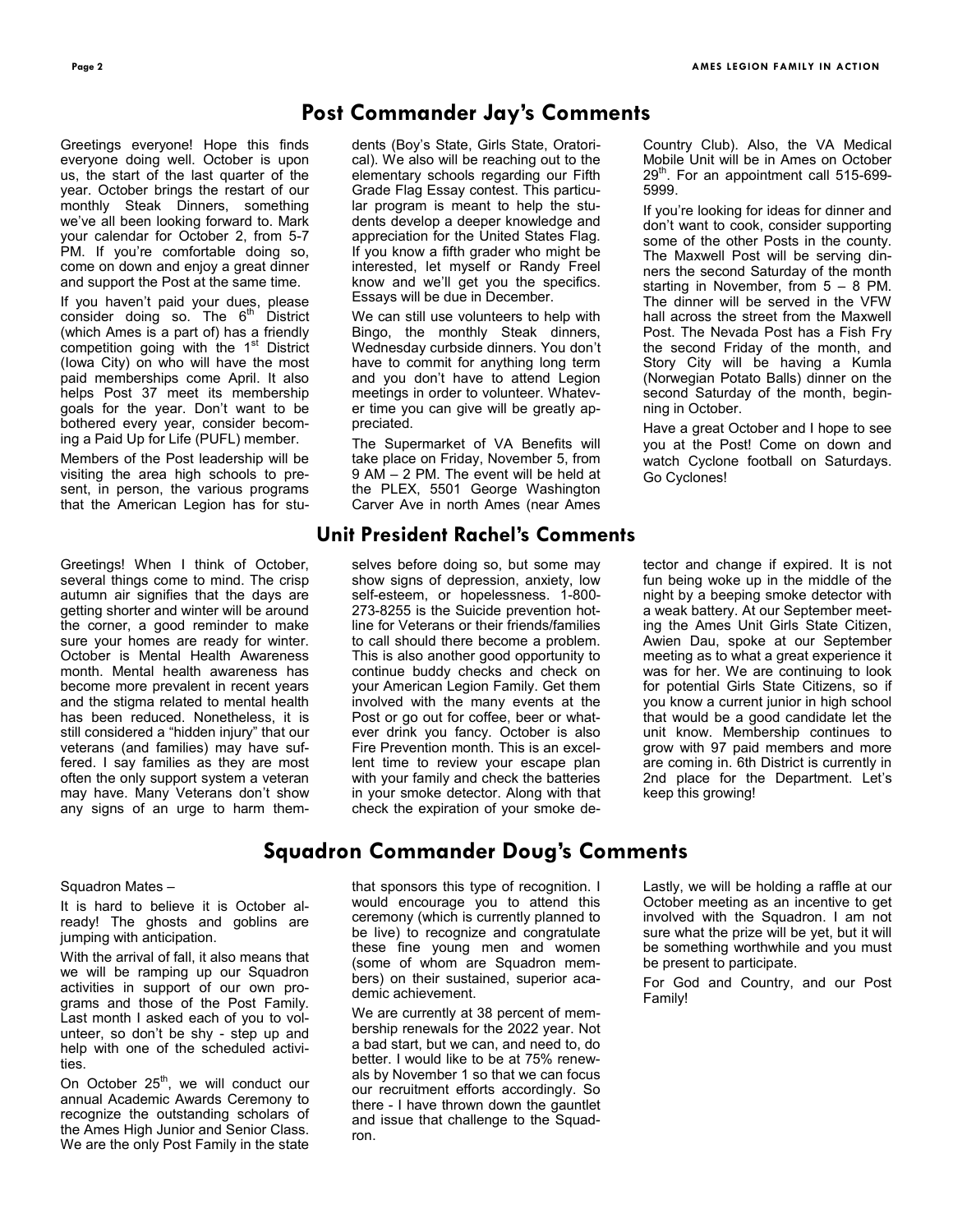## Post Commander Jay's Comments

Greetings everyone! Hope this finds everyone doing well. October is upon us, the start of the last quarter of the year. October brings the restart of our monthly Steak Dinners, something we've all been looking forward to. Mark your calendar for October 2, from 5-7 PM. If you're comfortable doing so, come on down and enjoy a great dinner and support the Post at the same time.

If you haven't paid your dues, please consider doing so. The 6th District (which Ames is a part of) has a friendly competition going with the 1st District (Iowa City) on who will have the most paid memberships come April. It also helps Post 37 meet its membership goals for the year. Don't want to be bothered every year, consider becoming a Paid Up for Life (PUFL) member.

Members of the Post leadership will be visiting the area high schools to present, in person, the various programs that the American Legion has for students (Boy's State, Girls State, Oratorical). We also will be reaching out to the elementary schools regarding our Fifth Grade Flag Essay contest. This particular program is meant to help the students develop a deeper knowledge and appreciation for the United States Flag. If you know a fifth grader who might be interested, let myself or Randy Freel know and we'll get you the specifics. Essays will be due in December.

We can still use volunteers to help with Bingo, the monthly Steak dinners, Wednesday curbside dinners. You don't have to commit for anything long term and you don't have to attend Legion meetings in order to volunteer. Whatever time you can give will be greatly appreciated.

The Supermarket of VA Benefits will take place on Friday, November 5, from 9 AM – 2 PM. The event will be held at the PLEX, 5501 George Washington Carver Ave in north Ames (near Ames Country Club). Also, the VA Medical Mobile Unit will be in Ames on October 29th. For an appointment call 515-699-5999.

If you're looking for ideas for dinner and don't want to cook, consider supporting some of the other Posts in the county. The Maxwell Post will be serving dinners the second Saturday of the month starting in November, from 5 – 8 PM. The dinner will be served in the VFW hall across the street from the Maxwell Post. The Nevada Post has a Fish Fry the second Friday of the month, and Story City will be having a Kumla (Norwegian Potato Balls) dinner on the second Saturday of the month, beginning in October.

Have a great October and I hope to see you at the Post! Come on down and watch Cyclone football on Saturdays. Go Cyclones!

## Unit President Rachel's Comments

Greetings! When I think of October, several things come to mind. The crisp autumn air signifies that the days are getting shorter and winter will be around the corner, a good reminder to make sure your homes are ready for winter. October is Mental Health Awareness month. Mental health awareness has become more prevalent in recent years and the stigma related to mental health has been reduced. Nonetheless, it is still considered a "hidden injury" that our veterans (and families) may have suffered. I say families as they are most often the only support system a veteran may have. Many Veterans don't show any signs of an urge to harm themselves before doing so, but some may show signs of depression, anxiety, low self-esteem, or hopelessness. 1-800-273-8255 is the Suicide prevention hotline for Veterans or their friends/families to call should there become a problem. This is also another good opportunity to continue buddy checks and check on your American Legion Family. Get them involved with the many events at the Post or go out for coffee, beer or whatever drink you fancy. October is also Fire Prevention month. This is an excellent time to review your escape plan with your family and check the batteries in your smoke detector. Along with that check the expiration of your smoke detector and change if expired. It is not fun being woke up in the middle of the night by a beeping smoke detector with a weak battery. At our September meeting the Ames Unit Girls State Citizen, Awien Dau, spoke at our September meeting as to what a great experience it was for her. We are continuing to look for potential Girls State Citizens, so if you know a current junior in high school that would be a good candidate let the unit know. Membership continues to grow with 97 paid members and more are coming in. 6th District is currently in 2nd place for the Department. Let's keep this growing!

## Squadron Commander Doug's Comments

Squadron Mates –

It is hard to believe it is October already! The ghosts and goblins are jumping with anticipation.

With the arrival of fall, it also means that we will be ramping up our Squadron activities in support of our own programs and those of the Post Family. Last month I asked each of you to volunteer, so don't be shy - step up and help with one of the scheduled activities.

On October 25th, we will conduct our annual Academic Awards Ceremony to recognize the outstanding scholars of the Ames High Junior and Senior Class. We are the only Post Family in the state that sponsors this type of recognition. I would encourage you to attend this ceremony (which is currently planned to be live) to recognize and congratulate these fine young men and women (some of whom are Squadron members) on their sustained, superior academic achievement.

We are currently at 38 percent of membership renewals for the 2022 year. Not a bad start, but we can, and need to, do better. I would like to be at 75% renewals by November 1 so that we can focus our recruitment efforts accordingly. So there - I have thrown down the gauntlet and issue that challenge to the Squadron.

Lastly, we will be holding a raffle at our October meeting as an incentive to get involved with the Squadron. I am not sure what the prize will be yet, but it will be something worthwhile and you must be present to participate.

For God and Country, and our Post Family!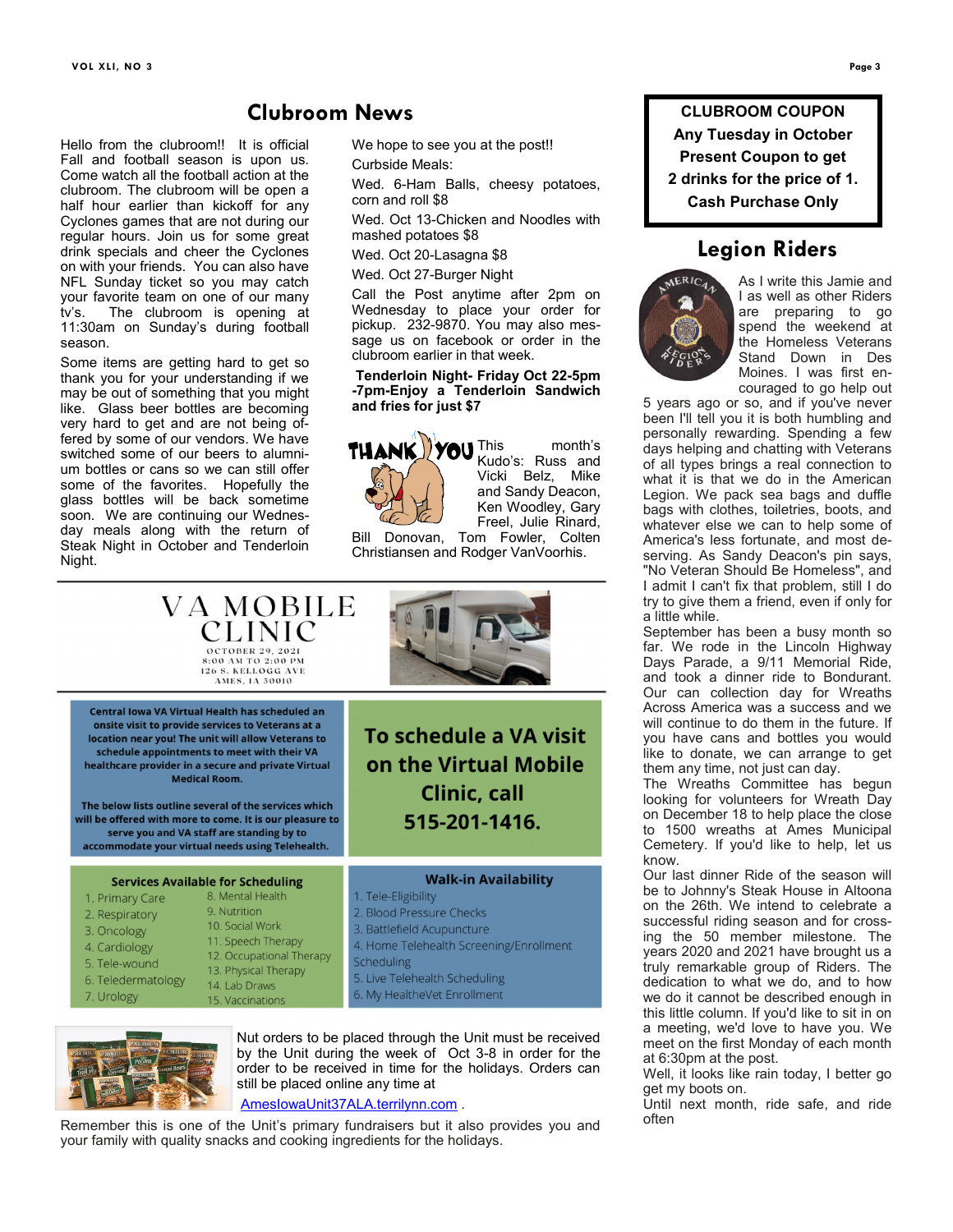## Clubroom News

Hello from the clubroom!! It is official Fall and football season is upon us. Come watch all the football action at the clubroom. The clubroom will be open a half hour earlier than kickoff for any Cyclones games that are not during our regular hours. Join us for some great drink specials and cheer the Cyclones on with your friends. You can also have NFL Sunday ticket so you may catch your favorite team on one of our many tv's. The clubroom is opening at 11:30am on Sunday's during football season.

Some items are getting hard to get so thank you for your understanding if we may be out of something that you might like. Glass beer bottles are becoming very hard to get and are not being offered by some of our vendors. We have switched some of our beers to aluminium bottles or cans so we can still offer some of the favorites. Hopefully the glass bottles will be back sometime soon. We are continuing our Wednesday meals along with the return of Steak Night in October and Tenderloin Night.

We hope to see you at the post!!

Curbside Meals:

Wed. 6-Ham Balls, cheesy potatoes, corn and roll $8

Wed. Oct 13-Chicken and Noodles with mashed potatoes $8

Wed. Oct 20-Lasagna $8

Wed. Oct 27-Burger Night

Call the Post anytime after 2pm on Wednesday to place your order for pickup. 232-9870. You may also message us on facebook or order in the clubroom earlier in that week.

**Tenderloin Night- Friday Oct 22-5pm -7pm-Enjoy a Tenderloin Sandwich and fries for just $7**

THANK YOU

This month's Kudo's: Russ and Vicki Belz, Mike and Sandy Deacon, Ken Woodley, Gary Freel, Julie Rinard, Bill Donovan, Tom Fowler, Colten Christiansen and Rodger VanVoorhis.

## VA MOBILE CLINIC

OCTOBER 29, 2021
8:00 AM TO 2:00 PM
126 S. KELLOGG AVE
AMES, IA 50010

**Central Iowa VA Virtual Health has scheduled an onsite visit to provide services to Veterans at a location near you! The unit will allow Veterans to schedule appointments to meet with their VA healthcare provider in a secure and private Virtual Medical Room.**

**The below lists outline several of the services which will be offered with more to come. It is our pleasure to serve you and VA staff are standing by to accommodate your virtual needs using Telehealth.**

**To schedule a VA visit on the Virtual Mobile Clinic, call 515-201-1416.**

### Services Available for Scheduling

1. Primary Care
2. Respiratory
3. Oncology
4. Cardiology
5. Tele-wound
6. Teledermatology
7. Urology
8. Mental Health
9. Nutrition
10. Social Work
11. Speech Therapy
12. Occupational Therapy
13. Physical Therapy
14. Lab Draws
15. Vaccinations

### Walk-in Availability

1. Tele-Eligibility
2. Blood Pressure Checks
3. Battlefield Acupuncture
4. Home Telehealth Screening/Enrollment Scheduling
5. Live Telehealth Scheduling
6. My HealtheVet Enrollment

Nut orders to be placed through the Unit must be received by the Unit during the week of Oct 3-8 in order for the order to be received in time for the holidays. Orders can still be placed online any time at

AmesIowaUnit37ALA.terrilynn.com .

Remember this is one of the Unit's primary fundraisers but it also provides you and your family with quality snacks and cooking ingredients for the holidays.

**CLUBROOM COUPON**
**Any Tuesday in October**
**Present Coupon to get**
**2 drinks for the price of 1.**
**Cash Purchase Only**

## Legion Riders

As I write this Jamie and I as well as other Riders are preparing to go spend the weekend at the Homeless Veterans Stand Down in Des Moines. I was first encouraged to go help out 5 years ago or so, and if you've never been I'll tell you it is both humbling and personally rewarding. Spending a few days helping and chatting with Veterans of all types brings a real connection to what it is that we do in the American Legion. We pack sea bags and duffle bags with clothes, toiletries, boots, and whatever else we can to help some of America's less fortunate, and most deserving. As Sandy Deacon's pin says, "No Veteran Should Be Homeless", and I admit I can't fix that problem, still I do try to give them a friend, even if only for a little while.

September has been a busy month so far. We rode in the Lincoln Highway Days Parade, a 9/11 Memorial Ride, and took a dinner ride to Bondurant. Our can collection day for Wreaths Across America was a success and we will continue to do them in the future. If you have cans and bottles you would like to donate, we can arrange to get them any time, not just can day.

The Wreaths Committee has begun looking for volunteers for Wreath Day on December 18 to help place the close to 1500 wreaths at Ames Municipal Cemetery. If you'd like to help, let us know.

Our last dinner Ride of the season will be to Johnny's Steak House in Altoona on the 26th. We intend to celebrate a successful riding season and for crossing the 50 member milestone. The years 2020 and 2021 have brought us a truly remarkable group of Riders. The dedication to what we do, and to how we do it cannot be described enough in this little column. If you'd like to sit in on a meeting, we'd love to have you. We meet on the first Monday of each month at 6:30pm at the post.

Well, it looks like rain today, I better go get my boots on.

Until next month, ride safe, and ride often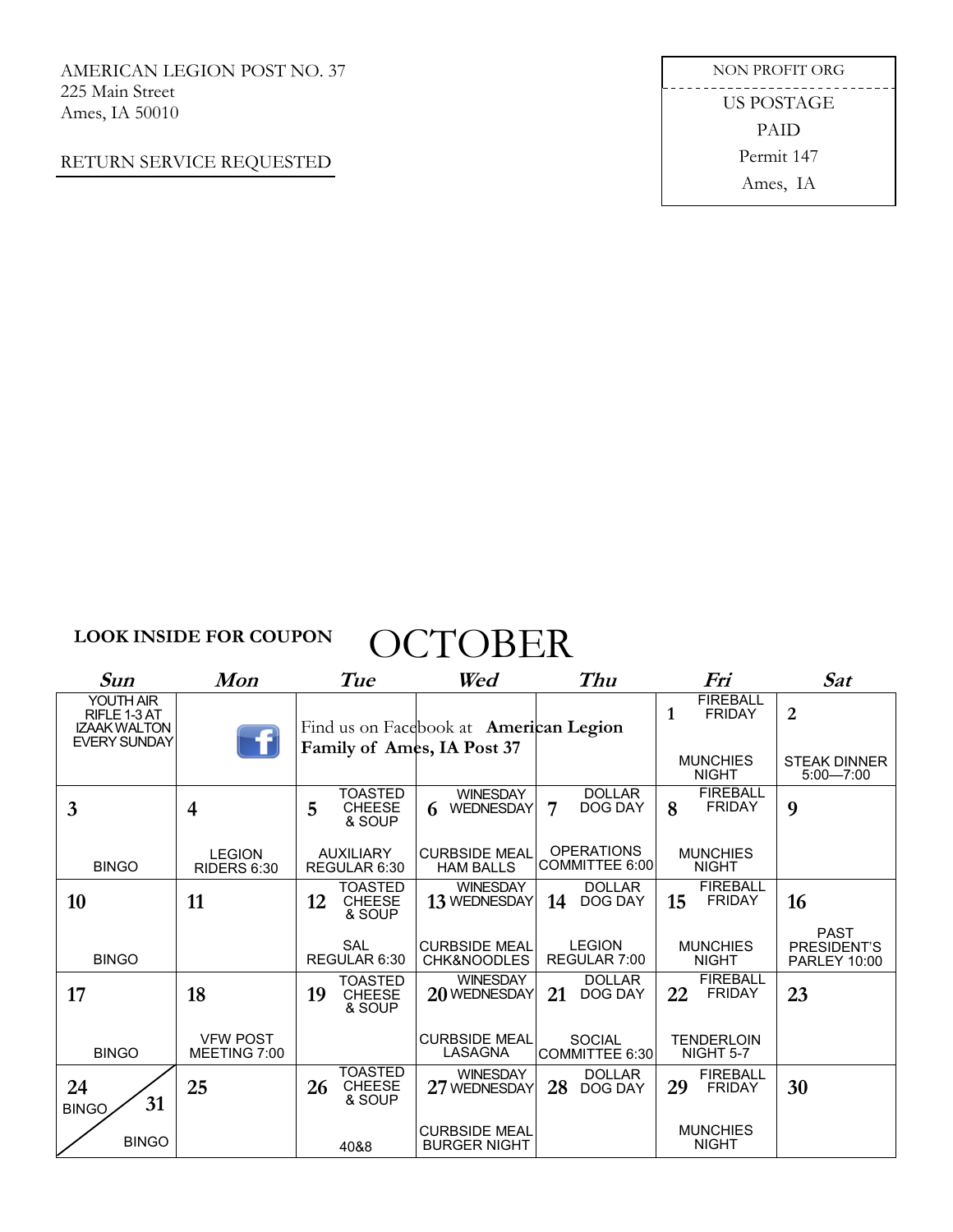AMERICAN LEGION POST NO. 37
225 Main Street
Ames, IA 50010

RETURN SERVICE REQUESTED

NON PROFIT ORG
US POSTAGE
PAID
Permit 147
Ames, IA

**LOOK INSIDE FOR COUPON**

# OCTOBER

| *Sun* | *Mon* | *Tue* | *Wed* | *Thu* | *Fri* | *Sat* |
|---|---|---|---|---|---|---|
| YOUTH AIR RIFLE 1-3 AT IZAAK WALTON EVERY SUNDAY | | Find us on Facebook at **American Legion Family of Ames, IA Post 37** | | | **1** FIREBALL FRIDAY<br>MUNCHIES NIGHT | **2**<br>STEAK DINNER 5:00—7:00 |
| **3**<br>BINGO | **4**<br>LEGION RIDERS 6:30 | **5** TOASTED CHEESE & SOUP<br>AUXILIARY REGULAR 6:30 | **6** WINESDAY WEDNESDAY<br>CURBSIDE MEAL HAM BALLS | **7** DOLLAR DOG DAY<br>OPERATIONS COMMITTEE 6:00 | **8** FIREBALL FRIDAY<br>MUNCHIES NIGHT | **9** |
| **10**<br>BINGO | **11** | **12** TOASTED CHEESE & SOUP<br>SAL REGULAR 6:30 | **13** WINESDAY WEDNESDAY<br>CURBSIDE MEAL CHK&NOODLES | **14** DOLLAR DOG DAY<br>LEGION REGULAR 7:00 | **15** FIREBALL FRIDAY<br>MUNCHIES NIGHT | **16**<br>PAST PRESIDENT'S PARLEY 10:00 |
| **17**<br>BINGO | **18**<br>VFW POST MEETING 7:00 | **19** TOASTED CHEESE & SOUP | **20** WINESDAY WEDNESDAY<br>CURBSIDE MEAL LASAGNA | **21** DOLLAR DOG DAY<br>SOCIAL COMMITTEE 6:30 | **22** FIREBALL FRIDAY<br>TENDERLOIN NIGHT 5-7 | **23** |
| **24** BINGO / **31** BINGO | **25** | **26** TOASTED CHEESE & SOUP<br>40&8 | **27** WINESDAY WEDNESDAY<br>CURBSIDE MEAL BURGER NIGHT | **28** DOLLAR DOG DAY | **29** FIREBALL FRIDAY<br>MUNCHIES NIGHT | **30** |